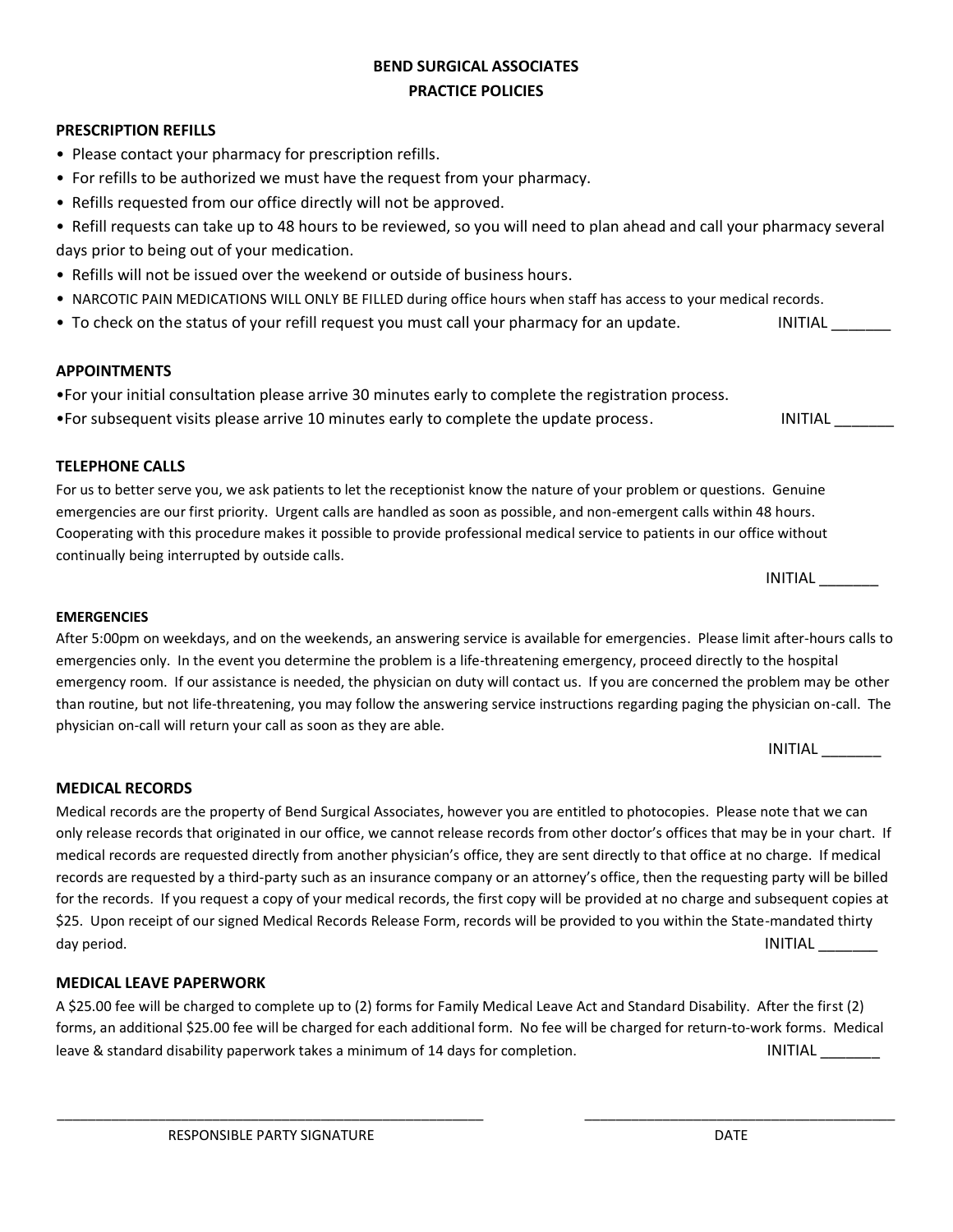# BEND SURGICAL ASSOCIATES
## PRACTICE POLICIES

### PRESCRIPTION REFILLS

- Please contact your pharmacy for prescription refills.
- For refills to be authorized we must have the request from your pharmacy.
- Refills requested from our office directly will not be approved.
- Refill requests can take up to 48 hours to be reviewed, so you will need to plan ahead and call your pharmacy several days prior to being out of your medication.
- Refills will not be issued over the weekend or outside of business hours.
- NARCOTIC PAIN MEDICATIONS WILL ONLY BE FILLED during office hours when staff has access to your medical records.
- To check on the status of your refill request you must call your pharmacy for an update.

INITIAL _______

### APPOINTMENTS

- For your initial consultation please arrive 30 minutes early to complete the registration process.
- For subsequent visits please arrive 10 minutes early to complete the update process.

INITIAL _______

### TELEPHONE CALLS

For us to better serve you, we ask patients to let the receptionist know the nature of your problem or questions. Genuine emergencies are our first priority. Urgent calls are handled as soon as possible, and non-emergent calls within 48 hours. Cooperating with this procedure makes it possible to provide professional medical service to patients in our office without continually being interrupted by outside calls.

INITIAL _______

### EMERGENCIES

After 5:00pm on weekdays, and on the weekends, an answering service is available for emergencies. Please limit after-hours calls to emergencies only. In the event you determine the problem is a life-threatening emergency, proceed directly to the hospital emergency room. If our assistance is needed, the physician on duty will contact us. If you are concerned the problem may be other than routine, but not life-threatening, you may follow the answering service instructions regarding paging the physician on-call. The physician on-call will return your call as soon as they are able.

INITIAL _______

### MEDICAL RECORDS

Medical records are the property of Bend Surgical Associates, however you are entitled to photocopies. Please note that we can only release records that originated in our office, we cannot release records from other doctor's offices that may be in your chart. If medical records are requested directly from another physician's office, they are sent directly to that office at no charge. If medical records are requested by a third-party such as an insurance company or an attorney's office, then the requesting party will be billed for the records. If you request a copy of your medical records, the first copy will be provided at no charge and subsequent copies at $25. Upon receipt of our signed Medical Records Release Form, records will be provided to you within the State-mandated thirty day period.

INITIAL _______

### MEDICAL LEAVE PAPERWORK

A $25.00 fee will be charged to complete up to (2) forms for Family Medical Leave Act and Standard Disability. After the first (2) forms, an additional $25.00 fee will be charged for each additional form. No fee will be charged for return-to-work forms. Medical leave & standard disability paperwork takes a minimum of 14 days for completion.

INITIAL _______

_______________________________________ RESPONSIBLE PARTY SIGNATURE

_______________________________________ DATE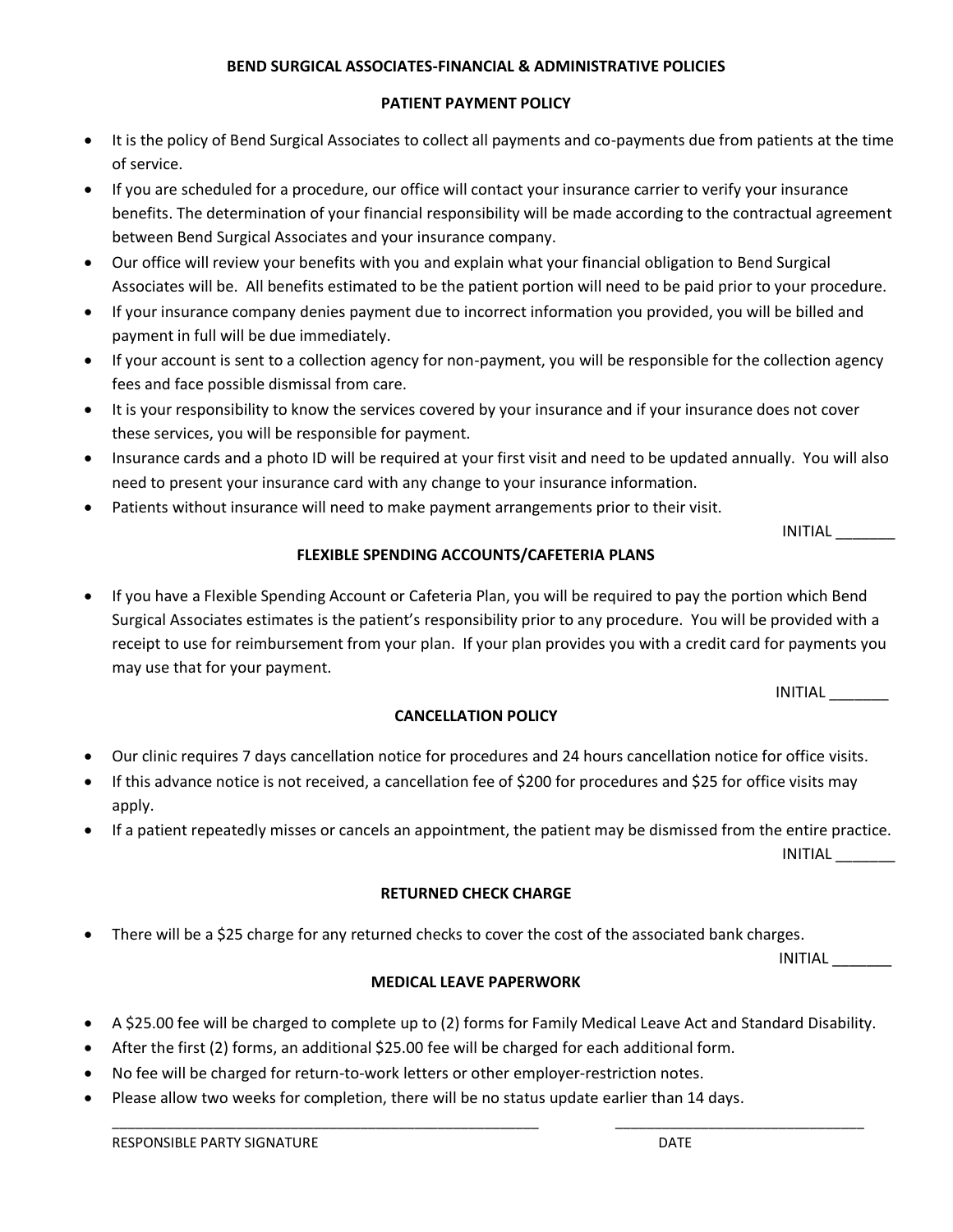## BEND SURGICAL ASSOCIATES-FINANCIAL & ADMINISTRATIVE POLICIES

### PATIENT PAYMENT POLICY

- It is the policy of Bend Surgical Associates to collect all payments and co-payments due from patients at the time of service.
- If you are scheduled for a procedure, our office will contact your insurance carrier to verify your insurance benefits. The determination of your financial responsibility will be made according to the contractual agreement between Bend Surgical Associates and your insurance company.
- Our office will review your benefits with you and explain what your financial obligation to Bend Surgical Associates will be. All benefits estimated to be the patient portion will need to be paid prior to your procedure.
- If your insurance company denies payment due to incorrect information you provided, you will be billed and payment in full will be due immediately.
- If your account is sent to a collection agency for non-payment, you will be responsible for the collection agency fees and face possible dismissal from care.
- It is your responsibility to know the services covered by your insurance and if your insurance does not cover these services, you will be responsible for payment.
- Insurance cards and a photo ID will be required at your first visit and need to be updated annually. You will also need to present your insurance card with any change to your insurance information.
- Patients without insurance will need to make payment arrangements prior to their visit.

INITIAL _______

### FLEXIBLE SPENDING ACCOUNTS/CAFETERIA PLANS

- If you have a Flexible Spending Account or Cafeteria Plan, you will be required to pay the portion which Bend Surgical Associates estimates is the patient's responsibility prior to any procedure. You will be provided with a receipt to use for reimbursement from your plan. If your plan provides you with a credit card for payments you may use that for your payment.

INITIAL _______

### CANCELLATION POLICY

- Our clinic requires 7 days cancellation notice for procedures and 24 hours cancellation notice for office visits.
- If this advance notice is not received, a cancellation fee of $200 for procedures and $25 for office visits may apply.
- If a patient repeatedly misses or cancels an appointment, the patient may be dismissed from the entire practice.

INITIAL _______

### RETURNED CHECK CHARGE

- There will be a $25 charge for any returned checks to cover the cost of the associated bank charges.

INITIAL _______

### MEDICAL LEAVE PAPERWORK

- A $25.00 fee will be charged to complete up to (2) forms for Family Medical Leave Act and Standard Disability.
- After the first (2) forms, an additional $25.00 fee will be charged for each additional form.
- No fee will be charged for return-to-work letters or other employer-restriction notes.
- Please allow two weeks for completion, there will be no status update earlier than 14 days.

_______________________________________________________ _______________________________

RESPONSIBLE PARTY SIGNATURE DATE